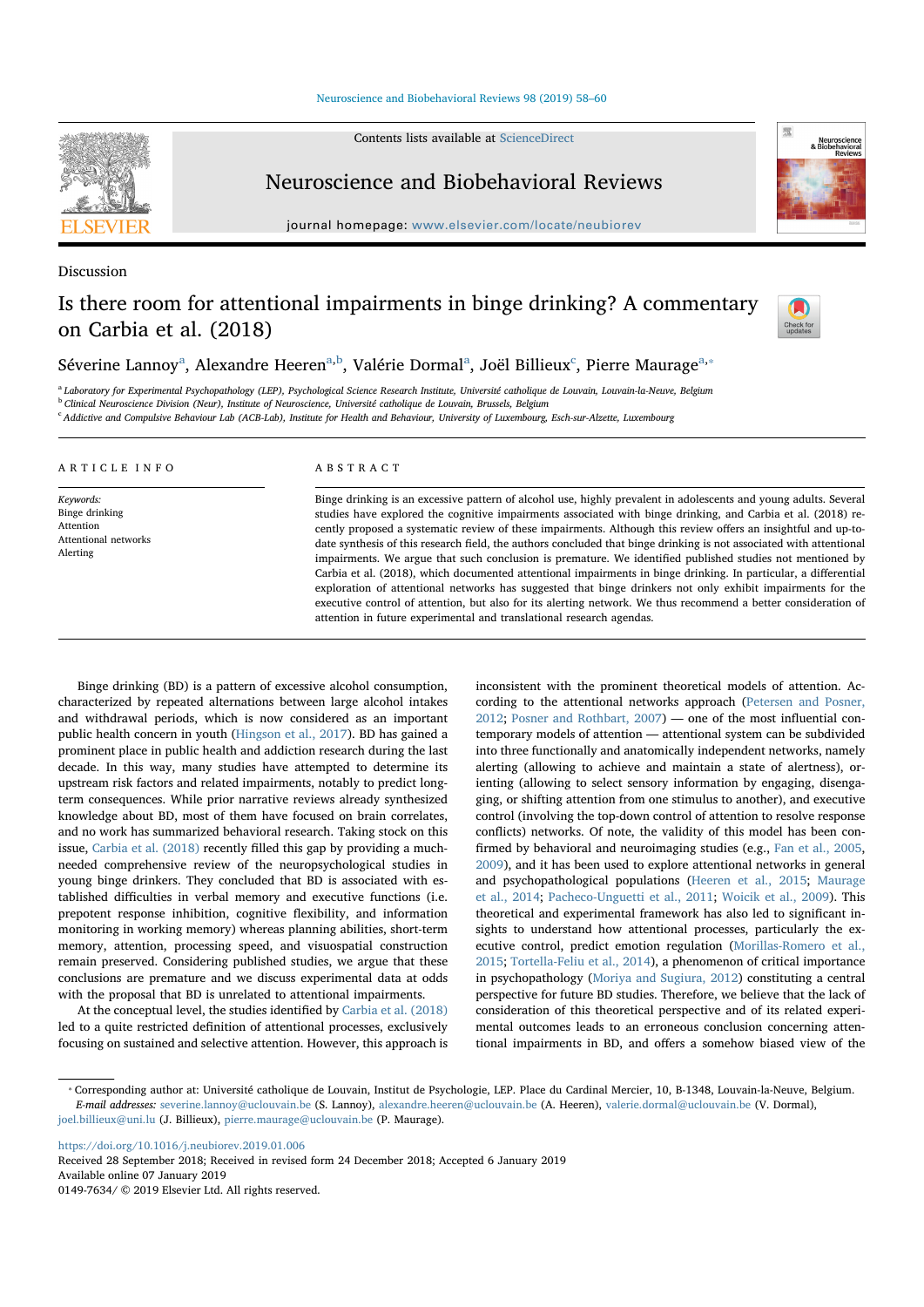Discussion

# Is there room for attentional impairments in binge drinking? A commentary on Carbia et al. (2018)

Séverine Lannoy[a], Alexandre Heeren[a,b], Valérie Dormal[a], Joël Billieux[c], Pierre Maurage[a,*]

[a] Laboratory for Experimental Psychopathology (LEP), Psychological Science Research Institute, Université catholique de Louvain, Louvain-la-Neuve, Belgium
[b] Clinical Neuroscience Division (Neur), Institute of Neuroscience, Université catholique de Louvain, Brussels, Belgium
[c] Addictive and Compulsive Behaviour Lab (ACB-Lab), Institute for Health and Behaviour, University of Luxembourg, Esch-sur-Alzette, Luxembourg

## ARTICLE INFO

*Keywords:*
Binge drinking
Attention
Attentional networks
Alerting

## ABSTRACT

Binge drinking is an excessive pattern of alcohol use, highly prevalent in adolescents and young adults. Several studies have explored the cognitive impairments associated with binge drinking, and Carbia et al. (2018) recently proposed a systematic review of these impairments. Although this review offers an insightful and up-to-date synthesis of this research field, the authors concluded that binge drinking is not associated with attentional impairments. We argue that such conclusion is premature. We identified published studies not mentioned by Carbia et al. (2018), which documented attentional impairments in binge drinking. In particular, a differential exploration of attentional networks has suggested that binge drinkers not only exhibit impairments for the executive control of attention, but also for its alerting network. We thus recommend a better consideration of attention in future experimental and translational research agendas.

Binge drinking (BD) is a pattern of excessive alcohol consumption, characterized by repeated alternations between large alcohol intakes and withdrawal periods, which is now considered as an important public health concern in youth (Hingson et al., 2017). BD has gained a prominent place in public health and addiction research during the last decade. In this way, many studies have attempted to determine its upstream risk factors and related impairments, notably to predict long-term consequences. While prior narrative reviews already synthesized knowledge about BD, most of them have focused on brain correlates, and no work has summarized behavioral research. Taking stock on this issue, Carbia et al. (2018) recently filled this gap by providing a much-needed comprehensive review of the neuropsychological studies in young binge drinkers. They concluded that BD is associated with established difficulties in verbal memory and executive functions (i.e. prepotent response inhibition, cognitive flexibility, and information monitoring in working memory) whereas planning abilities, short-term memory, attention, processing speed, and visuospatial construction remain preserved. Considering published studies, we argue that these conclusions are premature and we discuss experimental data at odds with the proposal that BD is unrelated to attentional impairments.

At the conceptual level, the studies identified by Carbia et al. (2018) led to a quite restricted definition of attentional processes, exclusively focusing on sustained and selective attention. However, this approach is inconsistent with the prominent theoretical models of attention. According to the attentional networks approach (Petersen and Posner, 2012; Posner and Rothbart, 2007) — one of the most influential contemporary models of attention — attentional system can be subdivided into three functionally and anatomically independent networks, namely alerting (allowing to achieve and maintain a state of alertness), orienting (allowing to select sensory information by engaging, disengaging, or shifting attention from one stimulus to another), and executive control (involving the top-down control of attention to resolve response conflicts) networks. Of note, the validity of this model has been confirmed by behavioral and neuroimaging studies (e.g., Fan et al., 2005, 2009), and it has been used to explore attentional networks in general and psychopathological populations (Heeren et al., 2015; Maurage et al., 2014; Pacheco-Unguetti et al., 2011; Woicik et al., 2009). This theoretical and experimental framework has also led to significant insights to understand how attentional processes, particularly the executive control, predict emotion regulation (Morillas-Romero et al., 2015; Tortella-Feliu et al., 2014), a phenomenon of critical importance in psychopathology (Moriya and Sugiura, 2012) constituting a central perspective for future BD studies. Therefore, we believe that the lack of consideration of this theoretical perspective and of its related experimental outcomes leads to an erroneous conclusion concerning attentional impairments in BD, and offers a somehow biased view of the

* Corresponding author at: Université catholique de Louvain, Institut de Psychologie, LEP. Place du Cardinal Mercier, 10, B-1348, Louvain-la-Neuve, Belgium.
*E-mail addresses:* severine.lannoy@uclouvain.be (S. Lannoy), alexandre.heeren@uclouvain.be (A. Heeren), valerie.dormal@uclouvain.be (V. Dormal), joel.billieux@uni.lu (J. Billieux), pierre.maurage@uclouvain.be (P. Maurage).

https://doi.org/10.1016/j.neubiorev.2019.01.006
Received 28 September 2018; Received in revised form 24 December 2018; Accepted 6 January 2019
Available online 07 January 2019
0149-7634/ © 2019 Elsevier Ltd. All rights reserved.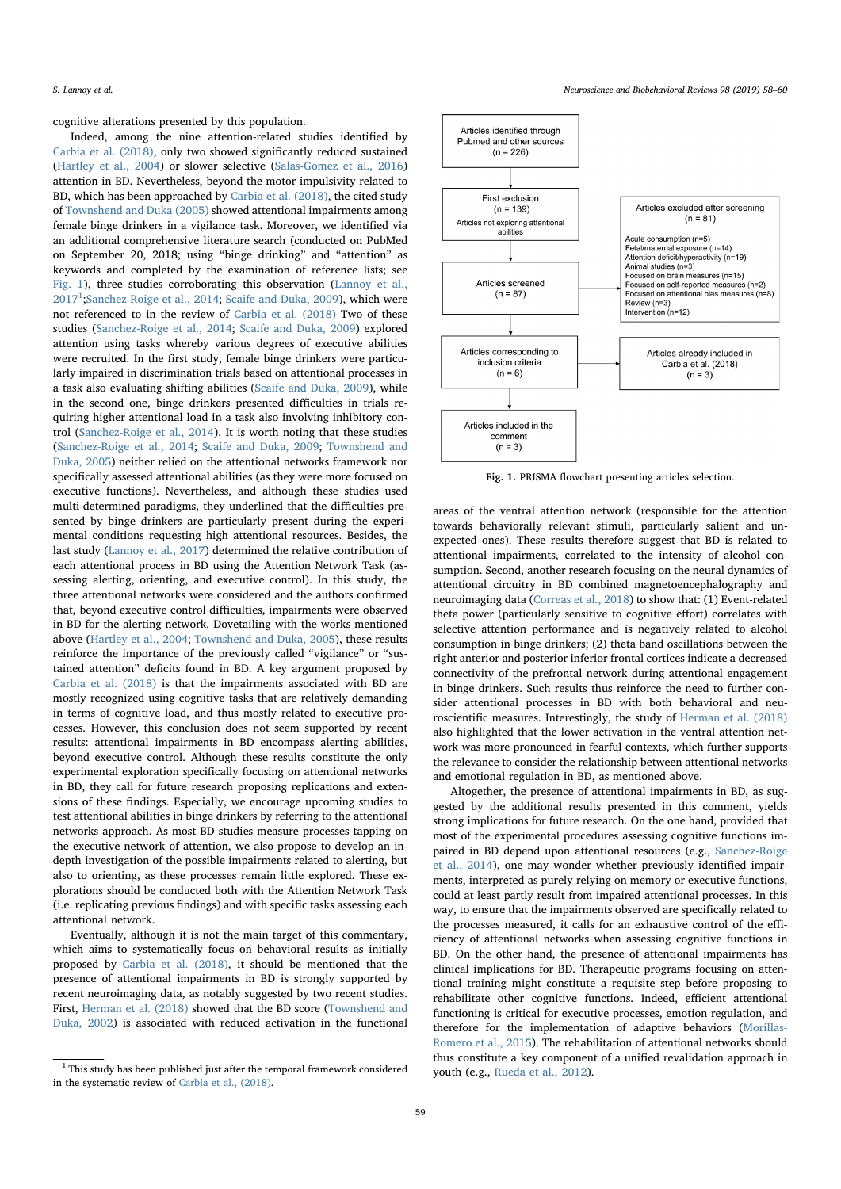cognitive alterations presented by this population.

Indeed, among the nine attention-related studies identified by Carbia et al. (2018), only two showed significantly reduced sustained (Hartley et al., 2004) or slower selective (Salas-Gomez et al., 2016) attention in BD. Nevertheless, beyond the motor impulsivity related to BD, which has been approached by Carbia et al. (2018), the cited study of Townshend and Duka (2005) showed attentional impairments among female binge drinkers in a vigilance task. Moreover, we identified via an additional comprehensive literature search (conducted on PubMed on September 20, 2018; using "binge drinking" and "attention" as keywords and completed by the examination of reference lists; see Fig. 1), three studies corroborating this observation (Lannoy et al., 2017[1];Sanchez-Roige et al., 2014; Scaife and Duka, 2009), which were not referenced to in the review of Carbia et al. (2018) Two of these studies (Sanchez-Roige et al., 2014; Scaife and Duka, 2009) explored attention using tasks whereby various degrees of executive abilities were recruited. In the first study, female binge drinkers were particularly impaired in discrimination trials based on attentional processes in a task also evaluating shifting abilities (Scaife and Duka, 2009), while in the second one, binge drinkers presented difficulties in trials requiring higher attentional load in a task also involving inhibitory control (Sanchez-Roige et al., 2014). It is worth noting that these studies (Sanchez-Roige et al., 2014; Scaife and Duka, 2009; Townshend and Duka, 2005) neither relied on the attentional networks framework nor specifically assessed attentional abilities (as they were more focused on executive functions). Nevertheless, and although these studies used multi-determined paradigms, they underlined that the difficulties presented by binge drinkers are particularly present during the experimental conditions requesting high attentional resources. Besides, the last study (Lannoy et al., 2017) determined the relative contribution of each attentional process in BD using the Attention Network Task (assessing alerting, orienting, and executive control). In this study, the three attentional networks were considered and the authors confirmed that, beyond executive control difficulties, impairments were observed in BD for the alerting network. Dovetailing with the works mentioned above (Hartley et al., 2004; Townshend and Duka, 2005), these results reinforce the importance of the previously called "vigilance" or "sustained attention" deficits found in BD. A key argument proposed by Carbia et al. (2018) is that the impairments associated with BD are mostly recognized using cognitive tasks that are relatively demanding in terms of cognitive load, and thus mostly related to executive processes. However, this conclusion does not seem supported by recent results: attentional impairments in BD encompass alerting abilities, beyond executive control. Although these results constitute the only experimental exploration specifically focusing on attentional networks in BD, they call for future research proposing replications and extensions of these findings. Especially, we encourage upcoming studies to test attentional abilities in binge drinkers by referring to the attentional networks approach. As most BD studies measure processes tapping on the executive network of attention, we also propose to develop an in-depth investigation of the possible impairments related to alerting, but also to orienting, as these processes remain little explored. These explorations should be conducted both with the Attention Network Task (i.e. replicating previous findings) and with specific tasks assessing each attentional network.

Eventually, although it is not the main target of this commentary, which aims to systematically focus on behavioral results as initially proposed by Carbia et al. (2018), it should be mentioned that the presence of attentional impairments in BD is strongly supported by recent neuroimaging data, as notably suggested by two recent studies. First, Herman et al. (2018) showed that the BD score (Townshend and Duka, 2002) is associated with reduced activation in the functional areas of the ventral attention network (responsible for the attention towards behaviorally relevant stimuli, particularly salient and unexpected ones). These results therefore suggest that BD is related to attentional impairments, correlated to the intensity of alcohol consumption. Second, another research focusing on the neural dynamics of attentional circuitry in BD combined magnetoencephalography and neuroimaging data (Correas et al., 2018) to show that: (1) Event-related theta power (particularly sensitive to cognitive effort) correlates with selective attention performance and is negatively related to alcohol consumption in binge drinkers; (2) theta band oscillations between the right anterior and posterior inferior frontal cortices indicate a decreased connectivity of the prefrontal network during attentional engagement in binge drinkers. Such results thus reinforce the need to further consider attentional processes in BD with both behavioral and neuroscientific measures. Interestingly, the study of Herman et al. (2018) also highlighted that the lower activation in the ventral attention network was more pronounced in fearful contexts, which further supports the relevance to consider the relationship between attentional networks and emotional regulation in BD, as mentioned above.

| Articles identified through Pubmed and other sources (n = 226) |
|---|
| First exclusion (n = 139) — Articles not exploring attentional abilities |
| Articles screened (n = 87) → Articles excluded after screening (n = 81): Acute consumption (n=5); Fetal/maternal exposure (n=14); Attention deficit/hyperactivity (n=19); Animal studies (n=3); Focused on brain measures (n=15); Focused on self-reported measures (n=2); Focused on attentional bias measures (n=8); Review (n=3); Intervention (n=12) |
| Articles corresponding to inclusion criteria (n = 6) → Articles already included in Carbia et al. (2018) (n = 3) |
| Articles included in the comment (n = 3) |

Fig. 1. PRISMA flowchart presenting articles selection.

Altogether, the presence of attentional impairments in BD, as suggested by the additional results presented in this comment, yields strong implications for future research. On the one hand, provided that most of the experimental procedures assessing cognitive functions impaired in BD depend upon attentional resources (e.g., Sanchez-Roige et al., 2014), one may wonder whether previously identified impairments, interpreted as purely relying on memory or executive functions, could at least partly result from impaired attentional processes. In this way, to ensure that the impairments observed are specifically related to the processes measured, it calls for an exhaustive control of the efficiency of attentional networks when assessing cognitive functions in BD. On the other hand, the presence of attentional impairments has clinical implications for BD. Therapeutic programs focusing on attentional training might constitute a requisite step before proposing to rehabilitate other cognitive functions. Indeed, efficient attentional functioning is critical for executive processes, emotion regulation, and therefore for the implementation of adaptive behaviors (Morillas-Romero et al., 2015). The rehabilitation of attentional networks should thus constitute a key component of a unified revalidation approach in youth (e.g., Rueda et al., 2012).

[1] This study has been published just after the temporal framework considered in the systematic review of Carbia et al., (2018).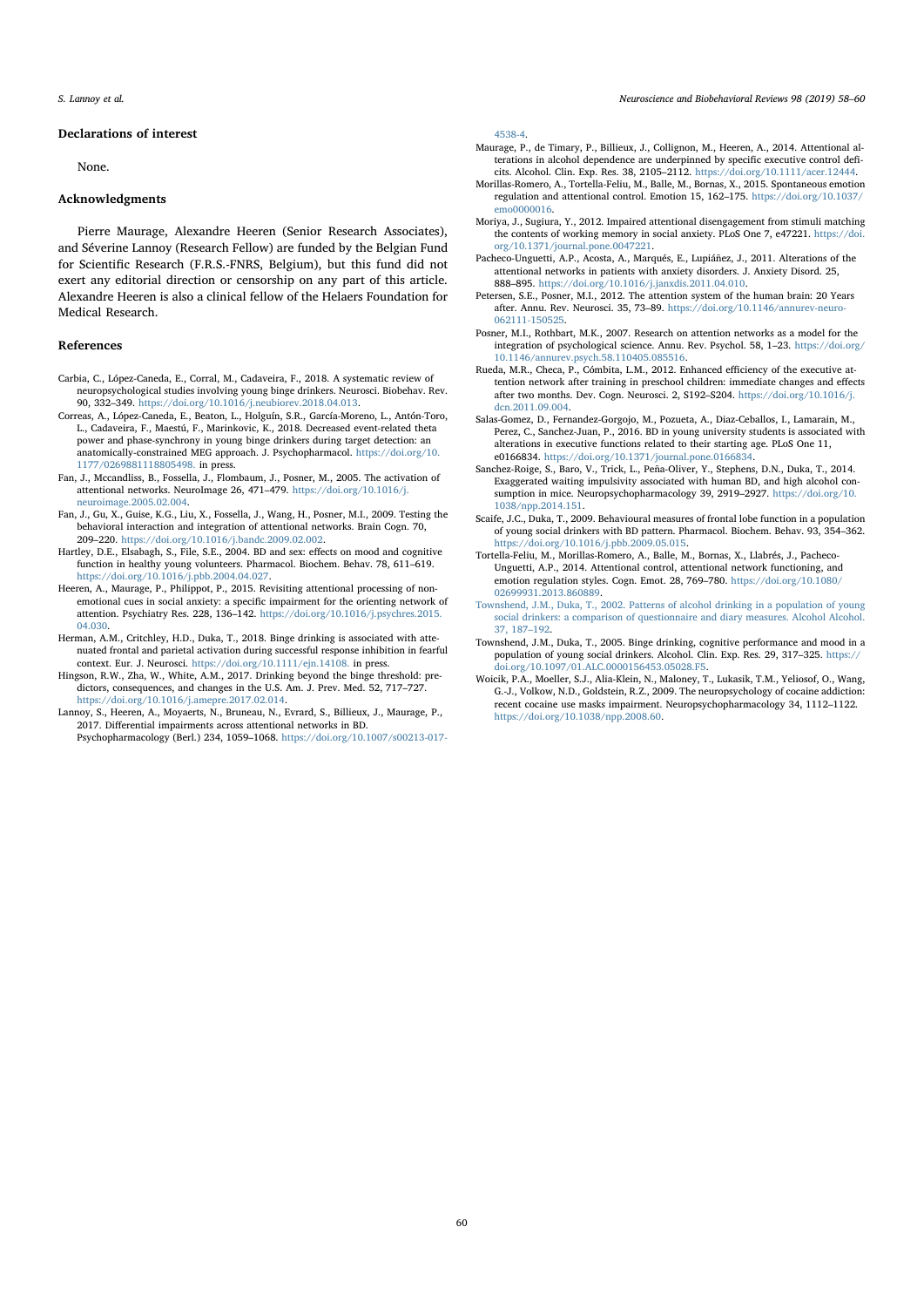## Declarations of interest

None.

## Acknowledgments

Pierre Maurage, Alexandre Heeren (Senior Research Associates), and Séverine Lannoy (Research Fellow) are funded by the Belgian Fund for Scientific Research (F.R.S.-FNRS, Belgium), but this fund did not exert any editorial direction or censorship on any part of this article. Alexandre Heeren is also a clinical fellow of the Helaers Foundation for Medical Research.

## References

Carbia, C., López-Caneda, E., Corral, M., Cadaveira, F., 2018. A systematic review of neuropsychological studies involving young binge drinkers. Neurosci. Biobehav. Rev. 90, 332–349. https://doi.org/10.1016/j.neubiorev.2018.04.013.

Correas, A., López-Caneda, E., Beaton, L., Holguín, S.R., García-Moreno, L., Antón-Toro, L., Cadaveira, F., Maestú, F., Marinkovic, K., 2018. Decreased event-related theta power and phase-synchrony in young binge drinkers during target detection: an anatomically-constrained MEG approach. J. Psychopharmacol. https://doi.org/10.1177/0269881118805498. in press.

Fan, J., Mccandliss, B., Fossella, J., Flombaum, J., Posner, M., 2005. The activation of attentional networks. NeuroImage 26, 471–479. https://doi.org/10.1016/j.neuroimage.2005.02.004.

Fan, J., Gu, X., Guise, K.G., Liu, X., Fossella, J., Wang, H., Posner, M.I., 2009. Testing the behavioral interaction and integration of attentional networks. Brain Cogn. 70, 209–220. https://doi.org/10.1016/j.bandc.2009.02.002.

Hartley, D.E., Elsabagh, S., File, S.E., 2004. BD and sex: effects on mood and cognitive function in healthy young volunteers. Pharmacol. Biochem. Behav. 78, 611–619. https://doi.org/10.1016/j.pbb.2004.04.027.

Heeren, A., Maurage, P., Philippot, P., 2015. Revisiting attentional processing of non-emotional cues in social anxiety: a specific impairment for the orienting network of attention. Psychiatry Res. 228, 136–142. https://doi.org/10.1016/j.psychres.2015.04.030.

Herman, A.M., Critchley, H.D., Duka, T., 2018. Binge drinking is associated with attenuated frontal and parietal activation during successful response inhibition in fearful context. Eur. J. Neurosci. https://doi.org/10.1111/ejn.14108. in press.

Hingson, R.W., Zha, W., White, A.M., 2017. Drinking beyond the binge threshold: predictors, consequences, and changes in the U.S. Am. J. Prev. Med. 52, 717–727. https://doi.org/10.1016/j.amepre.2017.02.014.

Lannoy, S., Heeren, A., Moyaerts, N., Bruneau, N., Evrard, S., Billieux, J., Maurage, P., 2017. Differential impairments across attentional networks in BD. Psychopharmacology (Berl.) 234, 1059–1068. https://doi.org/10.1007/s00213-017-4538-4.

Maurage, P., de Timary, P., Billieux, J., Collignon, M., Heeren, A., 2014. Attentional alterations in alcohol dependence are underpinned by specific executive control deficits. Alcohol. Clin. Exp. Res. 38, 2105–2112. https://doi.org/10.1111/acer.12444.

Morillas-Romero, A., Tortella-Feliu, M., Balle, M., Bornas, X., 2015. Spontaneous emotion regulation and attentional control. Emotion 15, 162–175. https://doi.org/10.1037/emo0000016.

Moriya, J., Sugiura, Y., 2012. Impaired attentional disengagement from stimuli matching the contents of working memory in social anxiety. PLoS One 7, e47221. https://doi.org/10.1371/journal.pone.0047221.

Pacheco-Unguetti, A.P., Acosta, A., Marqués, E., Lupiáñez, J., 2011. Alterations of the attentional networks in patients with anxiety disorders. J. Anxiety Disord. 25, 888–895. https://doi.org/10.1016/j.janxdis.2011.04.010.

Petersen, S.E., Posner, M.I., 2012. The attention system of the human brain: 20 Years after. Annu. Rev. Neurosci. 35, 73–89. https://doi.org/10.1146/annurev-neuro-062111-150525.

Posner, M.I., Rothbart, M.K., 2007. Research on attention networks as a model for the integration of psychological science. Annu. Rev. Psychol. 58, 1–23. https://doi.org/10.1146/annurev.psych.58.110405.085516.

Rueda, M.R., Checa, P., Cómbita, L.M., 2012. Enhanced efficiency of the executive attention network after training in preschool children: immediate changes and effects after two months. Dev. Cogn. Neurosci. 2, S192–S204. https://doi.org/10.1016/j.dcn.2011.09.004.

Salas-Gomez, D., Fernandez-Gorgojo, M., Pozueta, A., Diaz-Ceballos, I., Lamarain, M., Perez, C., Sanchez-Juan, P., 2016. BD in young university students is associated with alterations in executive functions related to their starting age. PLoS One 11, e0166834. https://doi.org/10.1371/journal.pone.0166834.

Sanchez-Roige, S., Baro, V., Trick, L., Peña-Oliver, Y., Stephens, D.N., Duka, T., 2014. Exaggerated waiting impulsivity associated with human BD, and high alcohol consumption in mice. Neuropsychopharmacology 39, 2919–2927. https://doi.org/10.1038/npp.2014.151.

Scaife, J.C., Duka, T., 2009. Behavioural measures of frontal lobe function in a population of young social drinkers with BD pattern. Pharmacol. Biochem. Behav. 93, 354–362. https://doi.org/10.1016/j.pbb.2009.05.015.

Tortella-Feliu, M., Morillas-Romero, A., Balle, M., Bornas, X., Llabrés, J., Pacheco-Unguetti, A.P., 2014. Attentional control, attentional network functioning, and emotion regulation styles. Cogn. Emot. 28, 769–780. https://doi.org/10.1080/02699931.2013.860889.

Townshend, J.M., Duka, T., 2002. Patterns of alcohol drinking in a population of young social drinkers: a comparison of questionnaire and diary measures. Alcohol Alcohol. 37, 187–192.

Townshend, J.M., Duka, T., 2005. Binge drinking, cognitive performance and mood in a population of young social drinkers. Alcohol. Clin. Exp. Res. 29, 317–325. https://doi.org/10.1097/01.ALC.0000156453.05028.F5.

Woicik, P.A., Moeller, S.J., Alia-Klein, N., Maloney, T., Lukasik, T.M., Yeliosof, O., Wang, G.-J., Volkow, N.D., Goldstein, R.Z., 2009. The neuropsychology of cocaine addiction: recent cocaine use masks impairment. Neuropsychopharmacology 34, 1112–1122. https://doi.org/10.1038/npp.2008.60.